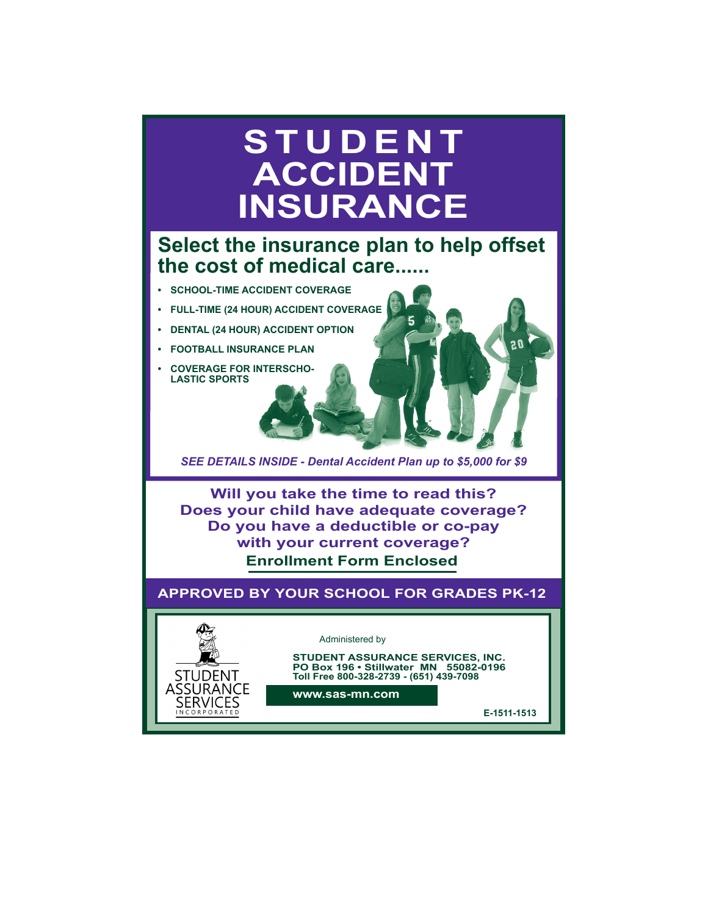# STUDENT ACCIDENT INSURANCE

## Select the insurance plan to help offset the cost of medical care......

- SCHOOL-TIME ACCIDENT COVERAGE
- FULL-TIME (24 HOUR) ACCIDENT COVERAGE
- DENTAL (24 HOUR) ACCIDENT OPTION
- FOOTBALL INSURANCE PLAN
- COVERAGE FOR INTERSCHOLASTIC SPORTS

*SEE DETAILS INSIDE - Dental Accident Plan up to $5,000 for $9*

**Will you take the time to read this?**
**Does your child have adequate coverage?**
**Do you have a deductible or co-pay with your current coverage?**

**Enrollment Form Enclosed**

**APPROVED BY YOUR SCHOOL FOR GRADES PK-12**

STUDENT ASSURANCE SERVICES INCORPORATED

Administered by

**STUDENT ASSURANCE SERVICES, INC.**
**PO Box 196 • Stillwater MN 55082-0196**
**Toll Free 800-328-2739 - (651) 439-7098**

**www.sas-mn.com**

E-1511-1513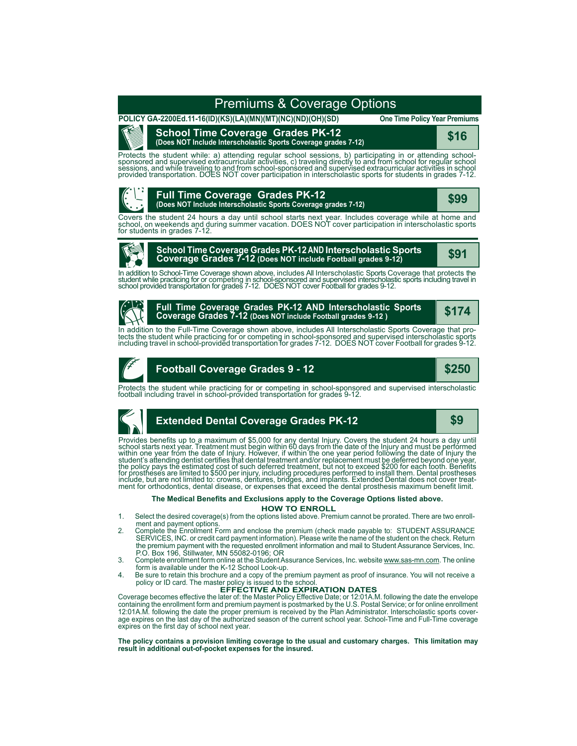# Premiums & Coverage Options

**POLICY GA-2200Ed.11-16(ID)(KS)(LA)(MN)(MT)(NC)(ND)(OH)(SD)** — **One Time Policy Year Premiums**

## School Time Coverage Grades PK-12 — $16

**(Does NOT Include Interscholastic Sports Coverage grades 7-12)**

Protects the student while: a) attending regular school sessions, b) participating in or attending school-sponsored and supervised extracurricular activities, c) traveling directly to and from school for regular school sessions, and while traveling to and from school-sponsored and supervised extracurricular activities in school provided transportation. DOES NOT cover participation in interscholastic sports for students in grades 7-12.

## Full Time Coverage Grades PK-12 — $99

**(Does NOT Include Interscholastic Sports Coverage grades 7-12)**

Covers the student 24 hours a day until school starts next year. Includes coverage while at home and school, on weekends and during summer vacation. DOES NOT cover participation in interscholastic sports for students in grades 7-12.

## School Time Coverage Grades PK-12 AND Interscholastic Sports Coverage Grades 7-12 — $91

**(Does NOT include Football grades 9-12)**

In addition to School-Time Coverage shown above, includes All Interscholastic Sports Coverage that protects the student while practicing for or competing in school-sponsored and supervised interscholastic sports including travel in school provided transportation for grades 7-12. DOES NOT cover Football for grades 9-12.

## Full Time Coverage Grades PK-12 AND Interscholastic Sports Coverage Grades 7-12 — $174

**(Does NOT include Football grades 9-12 )**

In addition to the Full-Time Coverage shown above, includes All Interscholastic Sports Coverage that protects the student while practicing for or competing in school-sponsored and supervised interscholastic sports including travel in school-provided transportation for grades 7-12. DOES NOT cover Football for grades 9-12.

## Football Coverage Grades 9 - 12 — $250

Protects the student while practicing for or competing in school-sponsored and supervised interscholastic football including travel in school-provided transportation for grades 9-12.

## Extended Dental Coverage Grades PK-12 — $9

Provides benefits up to a maximum of $5,000 for any dental Injury. Covers the student 24 hours a day until school starts next year. Treatment must begin within 60 days from the date of the Injury and must be performed within one year from the date of Injury. However, if within the one year period following the date of Injury the student's attending dentist certifies that dental treatment and/or replacement must be deferred beyond one year, the policy pays the estimated cost of such deferred treatment, but not to exceed $200 for each tooth. Benefits for prostheses are limited to $500 per injury, including procedures performed to install them. Dental prostheses include, but are not limited to: crowns, dentures, bridges, and implants. Extended Dental does not cover treatment for orthodontics, dental disease, or expenses that exceed the dental prosthesis maximum benefit limit.

**The Medical Benefits and Exclusions apply to the Coverage Options listed above.**

### HOW TO ENROLL

1. Select the desired coverage(s) from the options listed above. Premium cannot be prorated. There are two enrollment and payment options.
2. Complete the Enrollment Form and enclose the premium (check made payable to: STUDENT ASSURANCE SERVICES, INC. or credit card payment information). Please write the name of the student on the check. Return the premium payment with the requested enrollment information and mail to Student Assurance Services, Inc. P.O. Box 196, Stillwater, MN 55082-0196; OR
3. Complete enrollment form online at the Student Assurance Services, Inc. website www.sas-mn.com. The online form is available under the K-12 School Look-up.
4. Be sure to retain this brochure and a copy of the premium payment as proof of insurance. You will not receive a policy or ID card. The master policy is issued to the school.

### EFFECTIVE AND EXPIRATION DATES

Coverage becomes effective the later of: the Master Policy Effective Date; or 12:01A.M. following the date the envelope containing the enrollment form and premium payment is postmarked by the U.S. Postal Service; or for online enrollment 12:01A.M. following the date the proper premium is received by the Plan Administrator. Interscholastic sports coverage expires on the last day of the authorized season of the current school year. School-Time and Full-Time coverage expires on the first day of school next year.

**The policy contains a provision limiting coverage to the usual and customary charges. This limitation may result in additional out-of-pocket expenses for the insured.**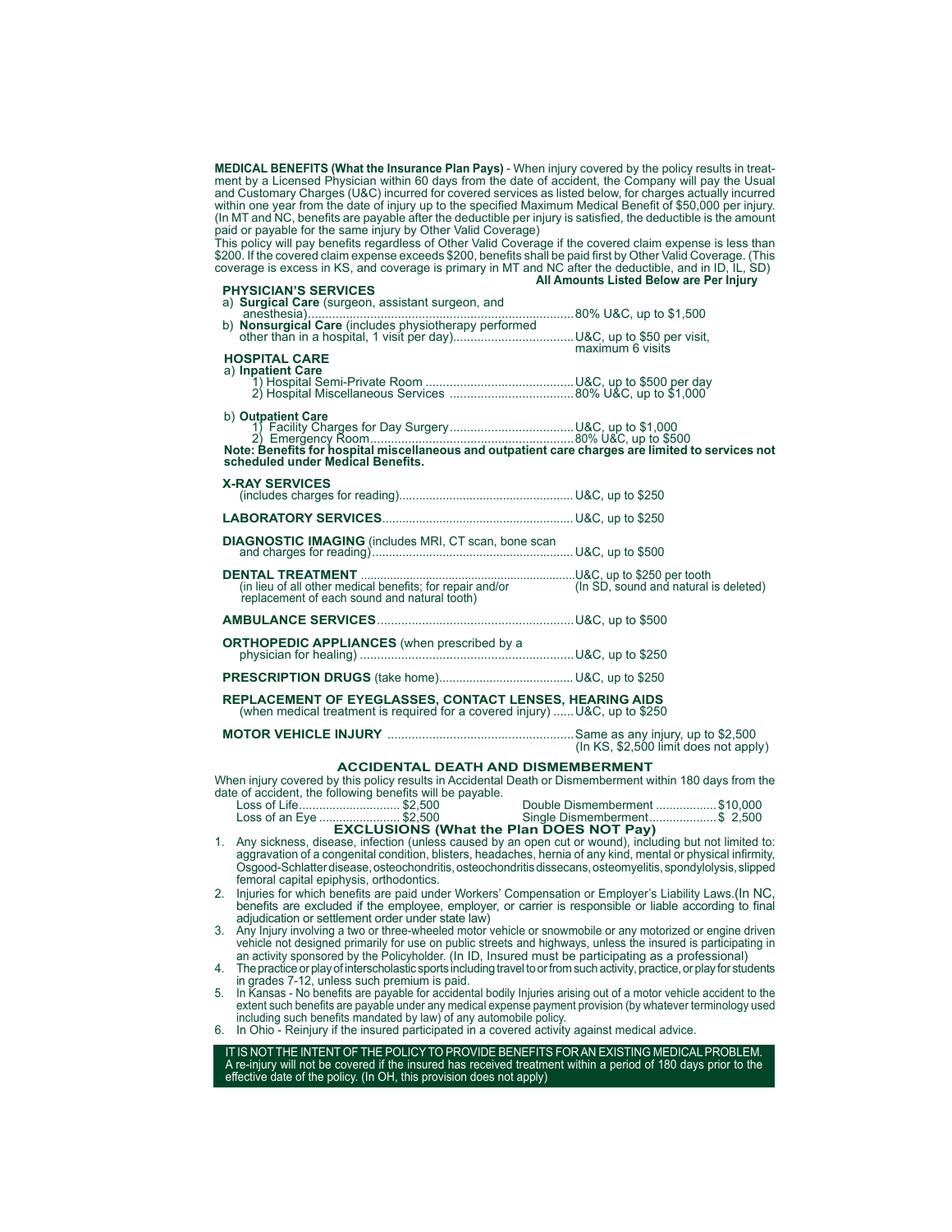**MEDICAL BENEFITS (What the Insurance Plan Pays)** - When injury covered by the policy results in treatment by a Licensed Physician within 60 days from the date of accident, the Company will pay the Usual and Customary Charges (U&C) incurred for covered services as listed below, for charges actually incurred within one year from the date of injury up to the specified Maximum Medical Benefit of $50,000 per injury. (In MT and NC, benefits are payable after the deductible per injury is satisfied, the deductible is the amount paid or payable for the same injury by Other Valid Coverage)

This policy will pay benefits regardless of Other Valid Coverage if the covered claim expense is less than $200. If the covered claim expense exceeds $200, benefits shall be paid first by Other Valid Coverage. (This coverage is excess in KS, and coverage is primary in MT and NC after the deductible, and in ID, IL, SD)

**All Amounts Listed Below are Per Injury**

**PHYSICIAN'S SERVICES**

a) **Surgical Care** (surgeon, assistant surgeon, and anesthesia) .......... 80% U&C, up to $1,500

b) **Nonsurgical Care** (includes physiotherapy performed other than in a hospital, 1 visit per day) .......... U&C, up to $50 per visit, maximum 6 visits

**HOSPITAL CARE**

a) **Inpatient Care**

1) Hospital Semi-Private Room .......... U&C, up to $500 per day

2) Hospital Miscellaneous Services .......... 80% U&C, up to $1,000

b) **Outpatient Care**

1) Facility Charges for Day Surgery .......... U&C, up to $1,000

2) Emergency Room .......... 80% U&C, up to $500

**Note: Benefits for hospital miscellaneous and outpatient care charges are limited to services not scheduled under Medical Benefits.**

**X-RAY SERVICES** (includes charges for reading) .......... U&C, up to $250

**LABORATORY SERVICES** .......... U&C, up to $250

**DIAGNOSTIC IMAGING** (includes MRI, CT scan, bone scan and charges for reading) .......... U&C, up to $500

**DENTAL TREATMENT** (in lieu of all other medical benefits; for repair and/or replacement of each sound and natural tooth) .......... U&C, up to $250 per tooth (In SD, sound and natural is deleted)

**AMBULANCE SERVICES** .......... U&C, up to $500

**ORTHOPEDIC APPLIANCES** (when prescribed by a physician for healing) .......... U&C, up to $250

**PRESCRIPTION DRUGS** (take home) .......... U&C, up to $250

**REPLACEMENT OF EYEGLASSES, CONTACT LENSES, HEARING AIDS** (when medical treatment is required for a covered injury) .......... U&C, up to $250

**MOTOR VEHICLE INJURY** .......... Same as any injury, up to $2,500 (In KS, $2,500 limit does not apply)

## ACCIDENTAL DEATH AND DISMEMBERMENT

When injury covered by this policy results in Accidental Death or Dismemberment within 180 days from the date of accident, the following benefits will be payable.

| | | | |
|---|---|---|---|
| Loss of Life | $2,500 | Double Dismemberment | $10,000 |
| Loss of an Eye | $2,500 | Single Dismemberment | $ 2,500 |

## EXCLUSIONS (What the Plan DOES NOT Pay)

1. Any sickness, disease, infection (unless caused by an open cut or wound), including but not limited to: aggravation of a congenital condition, blisters, headaches, hernia of any kind, mental or physical infirmity, Osgood-Schlatter disease, osteochondritis, osteochondritis dissecans, osteomyelitis, spondylolysis, slipped femoral capital epiphysis, orthodontics.
2. Injuries for which benefits are paid under Workers' Compensation or Employer's Liability Laws.(In NC, benefits are excluded if the employee, employer, or carrier is responsible or liable according to final adjudication or settlement order under state law)
3. Any Injury involving a two or three-wheeled motor vehicle or snowmobile or any motorized or engine driven vehicle not designed primarily for use on public streets and highways, unless the insured is participating in an activity sponsored by the Policyholder. (In ID, Insured must be participating as a professional)
4. The practice or play of interscholastic sports including travel to or from such activity, practice, or play for students in grades 7-12, unless such premium is paid.
5. In Kansas - No benefits are payable for accidental bodily Injuries arising out of a motor vehicle accident to the extent such benefits are payable under any medical expense payment provision (by whatever terminology used including such benefits mandated by law) of any automobile policy.
6. In Ohio - Reinjury if the insured participated in a covered activity against medical advice.

IT IS NOT THE INTENT OF THE POLICY TO PROVIDE BENEFITS FOR AN EXISTING MEDICAL PROBLEM. A re-injury will not be covered if the insured has received treatment within a period of 180 days prior to the effective date of the policy. (In OH, this provision does not apply)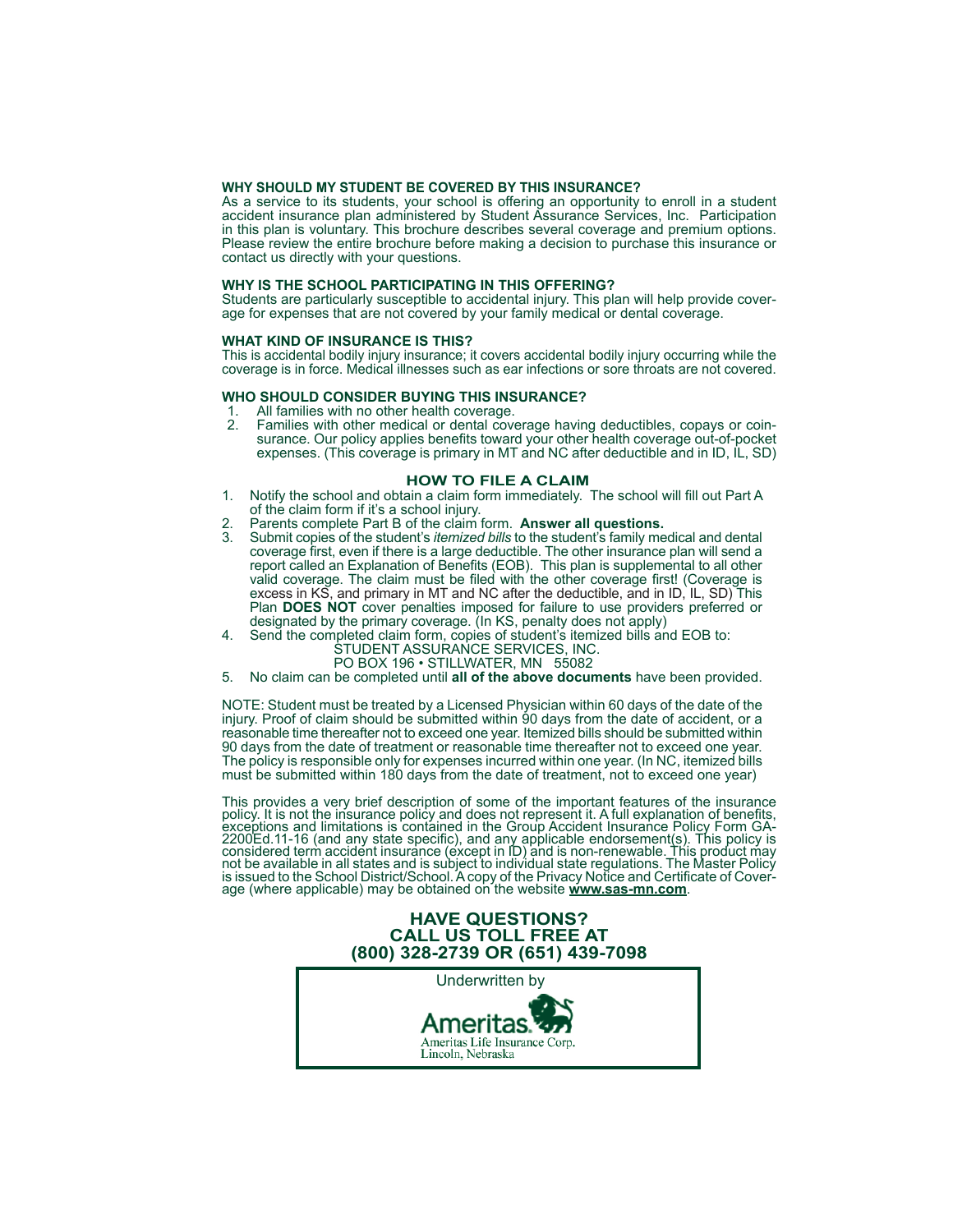## WHY SHOULD MY STUDENT BE COVERED BY THIS INSURANCE?

As a service to its students, your school is offering an opportunity to enroll in a student accident insurance plan administered by Student Assurance Services, Inc. Participation in this plan is voluntary. This brochure describes several coverage and premium options. Please review the entire brochure before making a decision to purchase this insurance or contact us directly with your questions.

## WHY IS THE SCHOOL PARTICIPATING IN THIS OFFERING?

Students are particularly susceptible to accidental injury. This plan will help provide coverage for expenses that are not covered by your family medical or dental coverage.

## WHAT KIND OF INSURANCE IS THIS?

This is accidental bodily injury insurance; it covers accidental bodily injury occurring while the coverage is in force. Medical illnesses such as ear infections or sore throats are not covered.

## WHO SHOULD CONSIDER BUYING THIS INSURANCE?

1. All families with no other health coverage.
2. Families with other medical or dental coverage having deductibles, copays or coinsurance. Our policy applies benefits toward your other health coverage out-of-pocket expenses. (This coverage is primary in MT and NC after deductible and in ID, IL, SD)

## HOW TO FILE A CLAIM

1. Notify the school and obtain a claim form immediately. The school will fill out Part A of the claim form if it's a school injury.
2. Parents complete Part B of the claim form. **Answer all questions.**
3. Submit copies of the student's *itemized bills* to the student's family medical and dental coverage first, even if there is a large deductible. The other insurance plan will send a report called an Explanation of Benefits (EOB). This plan is supplemental to all other valid coverage. The claim must be filed with the other coverage first! (Coverage is excess in KS, and primary in MT and NC after the deductible, and in ID, IL, SD) This Plan **DOES NOT** cover penalties imposed for failure to use providers preferred or designated by the primary coverage. (In KS, penalty does not apply)
4. Send the completed claim form, copies of student's itemized bills and EOB to:
   STUDENT ASSURANCE SERVICES, INC.
   PO BOX 196 • STILLWATER, MN 55082
5. No claim can be completed until **all of the above documents** have been provided.

NOTE: Student must be treated by a Licensed Physician within 60 days of the date of the injury. Proof of claim should be submitted within 90 days from the date of accident, or a reasonable time thereafter not to exceed one year. Itemized bills should be submitted within 90 days from the date of treatment or reasonable time thereafter not to exceed one year. The policy is responsible only for expenses incurred within one year. (In NC, itemized bills must be submitted within 180 days from the date of treatment, not to exceed one year)

This provides a very brief description of some of the important features of the insurance policy. It is not the insurance policy and does not represent it. A full explanation of benefits, exceptions and limitations is contained in the Group Accident Insurance Policy Form GA-2200Ed.11-16 (and any state specific), and any applicable endorsement(s). This policy is considered term accident insurance (except in ID) and is non-renewable. This product may not be available in all states and is subject to individual state regulations. The Master Policy is issued to the School District/School. A copy of the Privacy Notice and Certificate of Coverage (where applicable) may be obtained on the website **www.sas-mn.com**.

**HAVE QUESTIONS?**
**CALL US TOLL FREE AT**
**(800) 328-2739 OR (651) 439-7098**

Underwritten by

Ameritas

Ameritas Life Insurance Corp.
Lincoln, Nebraska